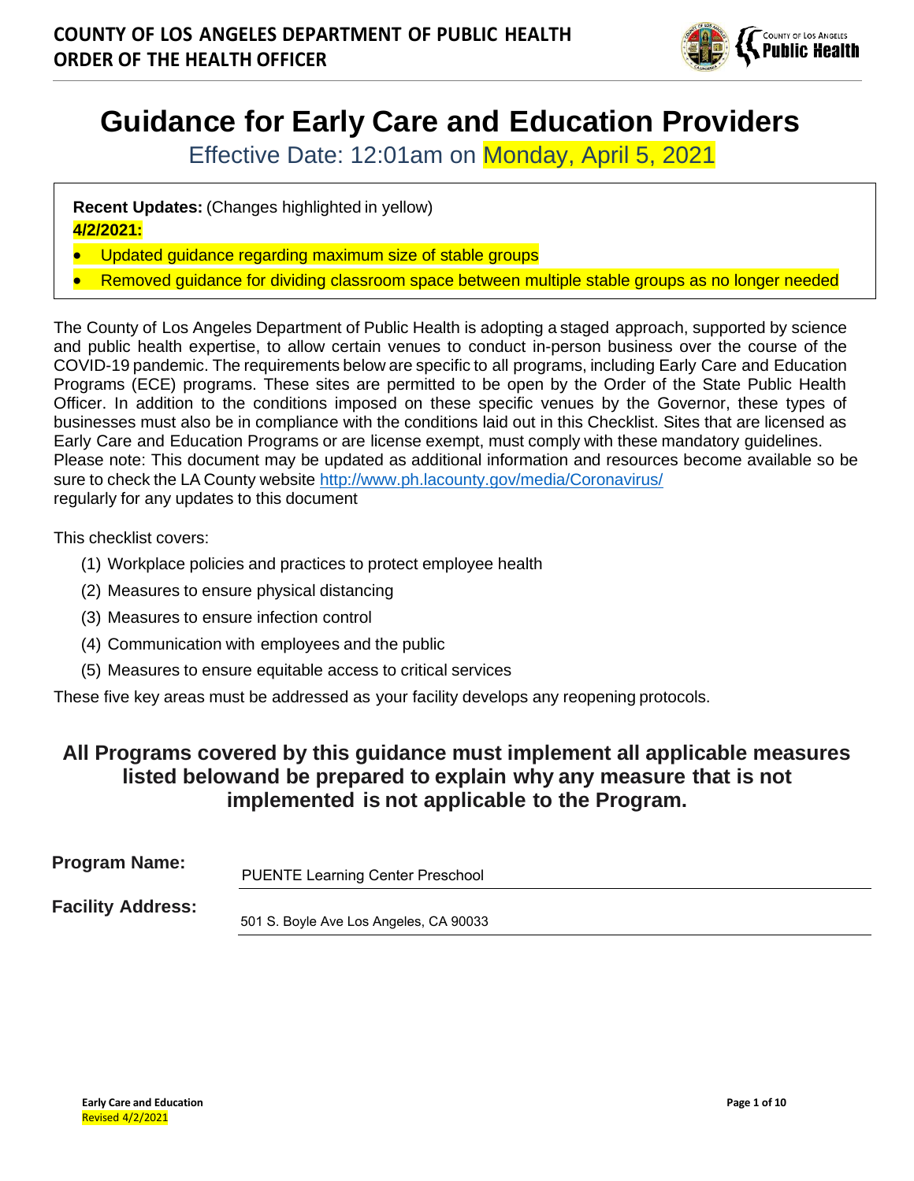**COUNTY OF LOS ANGELES DEPARTMENT OF PUBLIC HEALTH**
**ORDER OF THE HEALTH OFFICER**

# Guidance for Early Care and Education Providers

Effective Date: 12:01am on Monday, April 5, 2021

**Recent Updates:** (Changes highlighted in yellow)
**4/2/2021:**

- Updated guidance regarding maximum size of stable groups
- Removed guidance for dividing classroom space between multiple stable groups as no longer needed

The County of Los Angeles Department of Public Health is adopting a staged approach, supported by science and public health expertise, to allow certain venues to conduct in-person business over the course of the COVID-19 pandemic. The requirements below are specific to all programs, including Early Care and Education Programs (ECE) programs. These sites are permitted to be open by the Order of the State Public Health Officer. In addition to the conditions imposed on these specific venues by the Governor, these types of businesses must also be in compliance with the conditions laid out in this Checklist. Sites that are licensed as Early Care and Education Programs or are license exempt, must comply with these mandatory guidelines. Please note: This document may be updated as additional information and resources become available so be sure to check the LA County website http://www.ph.lacounty.gov/media/Coronavirus/ regularly for any updates to this document

This checklist covers:

1. Workplace policies and practices to protect employee health
2. Measures to ensure physical distancing
3. Measures to ensure infection control
4. Communication with employees and the public
5. Measures to ensure equitable access to critical services

These five key areas must be addressed as your facility develops any reopening protocols.

**All Programs covered by this guidance must implement all applicable measures listed belowand be prepared to explain why any measure that is not implemented is not applicable to the Program.**

**Program Name:** PUENTE Learning Center Preschool

**Facility Address:** 501 S. Boyle Ave Los Angeles, CA 90033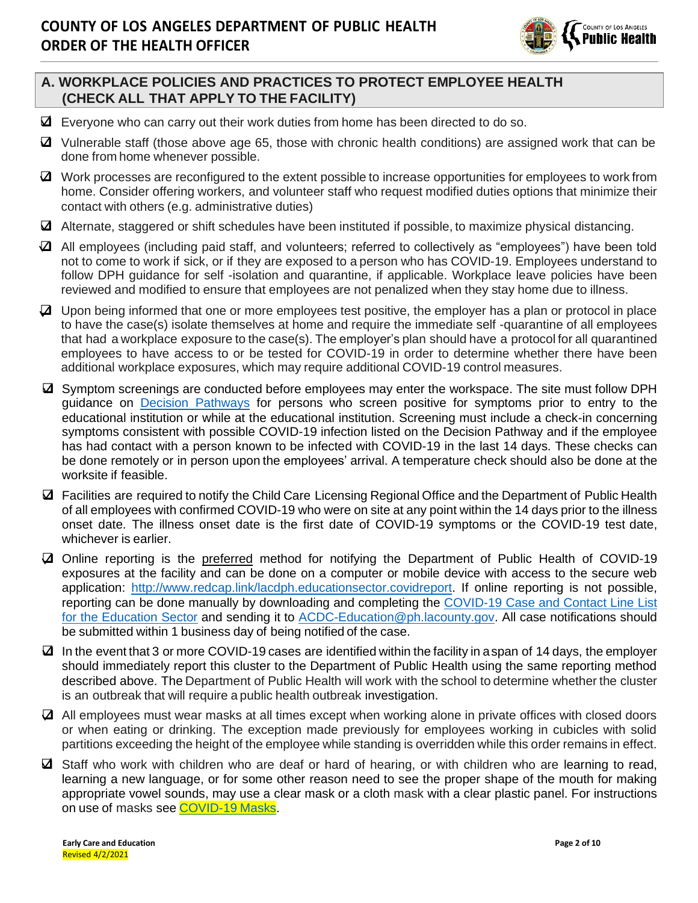## A. WORKPLACE POLICIES AND PRACTICES TO PROTECT EMPLOYEE HEALTH (CHECK ALL THAT APPLY TO THE FACILITY)

- ☑ Everyone who can carry out their work duties from home has been directed to do so.
- ☑ Vulnerable staff (those above age 65, those with chronic health conditions) are assigned work that can be done from home whenever possible.
- ☑ Work processes are reconfigured to the extent possible to increase opportunities for employees to work from home. Consider offering workers, and volunteer staff who request modified duties options that minimize their contact with others (e.g. administrative duties)
- ☑ Alternate, staggered or shift schedules have been instituted if possible, to maximize physical distancing.
- ☑ All employees (including paid staff, and volunteers; referred to collectively as "employees") have been told not to come to work if sick, or if they are exposed to a person who has COVID-19. Employees understand to follow DPH guidance for self -isolation and quarantine, if applicable. Workplace leave policies have been reviewed and modified to ensure that employees are not penalized when they stay home due to illness.
- ☑ Upon being informed that one or more employees test positive, the employer has a plan or protocol in place to have the case(s) isolate themselves at home and require the immediate self -quarantine of all employees that had a workplace exposure to the case(s). The employer's plan should have a protocol for all quarantined employees to have access to or be tested for COVID-19 in order to determine whether there have been additional workplace exposures, which may require additional COVID-19 control measures.
- ☑ Symptom screenings are conducted before employees may enter the workspace. The site must follow DPH guidance on [Decision Pathways](Decision Pathways) for persons who screen positive for symptoms prior to entry to the educational institution or while at the educational institution. Screening must include a check-in concerning symptoms consistent with possible COVID-19 infection listed on the Decision Pathway and if the employee has had contact with a person known to be infected with COVID-19 in the last 14 days. These checks can be done remotely or in person upon the employees' arrival. A temperature check should also be done at the worksite if feasible.
- ☑ Facilities are required to notify the Child Care Licensing Regional Office and the Department of Public Health of all employees with confirmed COVID-19 who were on site at any point within the 14 days prior to the illness onset date. The illness onset date is the first date of COVID-19 symptoms or the COVID-19 test date, whichever is earlier.
- ☑ Online reporting is the <u>preferred</u> method for notifying the Department of Public Health of COVID-19 exposures at the facility and can be done on a computer or mobile device with access to the secure web application: [http://www.redcap.link/lacdph.educationsector.covidreport](http://www.redcap.link/lacdph.educationsector.covidreport). If online reporting is not possible, reporting can be done manually by downloading and completing the [COVID-19 Case and Contact Line List for the Education Sector](COVID-19 Case and Contact Line List for the Education Sector) and sending it to [ACDC-Education@ph.lacounty.gov](mailto:ACDC-Education@ph.lacounty.gov). All case notifications should be submitted within 1 business day of being notified of the case.
- ☑ In the event that 3 or more COVID-19 cases are identified within the facility in a span of 14 days, the employer should immediately report this cluster to the Department of Public Health using the same reporting method described above. The Department of Public Health will work with the school to determine whether the cluster is an outbreak that will require a public health outbreak investigation.
- ☑ All employees must wear masks at all times except when working alone in private offices with closed doors or when eating or drinking. The exception made previously for employees working in cubicles with solid partitions exceeding the height of the employee while standing is overridden while this order remains in effect.
- ☑ Staff who work with children who are deaf or hard of hearing, or with children who are learning to read, learning a new language, or for some other reason need to see the proper shape of the mouth for making appropriate vowel sounds, may use a clear mask or a cloth mask with a clear plastic panel. For instructions on use of masks see [COVID-19 Masks](COVID-19 Masks).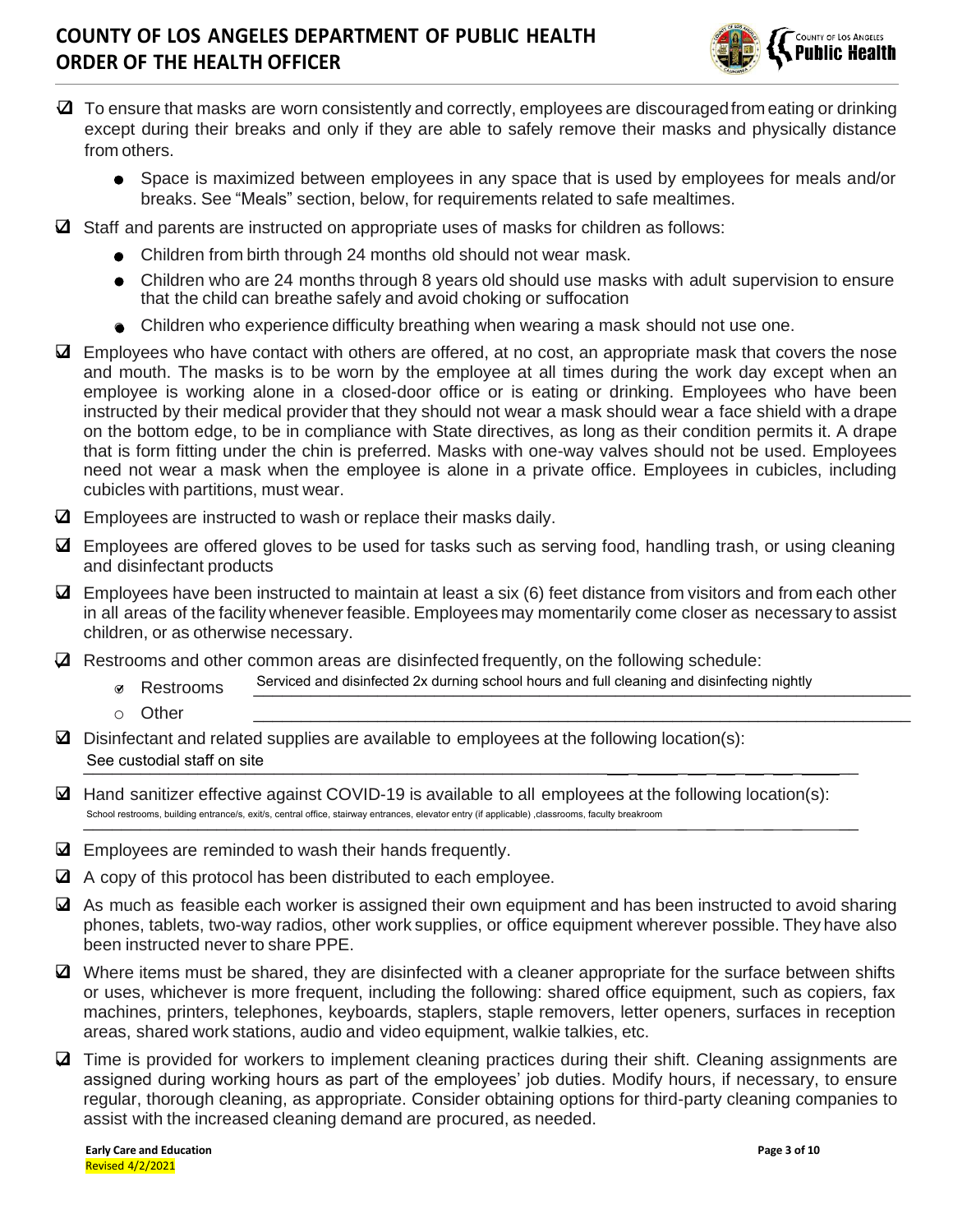- [x] To ensure that masks are worn consistently and correctly, employees are discouraged from eating or drinking except during their breaks and only if they are able to safely remove their masks and physically distance from others.
  - Space is maximized between employees in any space that is used by employees for meals and/or breaks. See "Meals" section, below, for requirements related to safe mealtimes.
- [x] Staff and parents are instructed on appropriate uses of masks for children as follows:
  - Children from birth through 24 months old should not wear mask.
  - Children who are 24 months through 8 years old should use masks with adult supervision to ensure that the child can breathe safely and avoid choking or suffocation
  - Children who experience difficulty breathing when wearing a mask should not use one.
- [x] Employees who have contact with others are offered, at no cost, an appropriate mask that covers the nose and mouth. The masks is to be worn by the employee at all times during the work day except when an employee is working alone in a closed-door office or is eating or drinking. Employees who have been instructed by their medical provider that they should not wear a mask should wear a face shield with a drape on the bottom edge, to be in compliance with State directives, as long as their condition permits it. A drape that is form fitting under the chin is preferred. Masks with one-way valves should not be used. Employees need not wear a mask when the employee is alone in a private office. Employees in cubicles, including cubicles with partitions, must wear.
- [x] Employees are instructed to wash or replace their masks daily.
- [x] Employees are offered gloves to be used for tasks such as serving food, handling trash, or using cleaning and disinfectant products
- [x] Employees have been instructed to maintain at least a six (6) feet distance from visitors and from each other in all areas of the facility whenever feasible. Employees may momentarily come closer as necessary to assist children, or as otherwise necessary.
- [x] Restrooms and other common areas are disinfected frequently, on the following schedule:
  - [x] Restrooms: Serviced and disinfected 2x durning school hours and full cleaning and disinfecting nightly
  - [ ] Other: ______________________
- [x] Disinfectant and related supplies are available to employees at the following location(s): See custodial staff on site
- [x] Hand sanitizer effective against COVID-19 is available to all employees at the following location(s): School restrooms, building entrance/s, exit/s, central office, stairway entrances, elevator entry (if applicable) ,classrooms, faculty breakroom
- [x] Employees are reminded to wash their hands frequently.
- [x] A copy of this protocol has been distributed to each employee.
- [x] As much as feasible each worker is assigned their own equipment and has been instructed to avoid sharing phones, tablets, two-way radios, other work supplies, or office equipment wherever possible. They have also been instructed never to share PPE.
- [x] Where items must be shared, they are disinfected with a cleaner appropriate for the surface between shifts or uses, whichever is more frequent, including the following: shared office equipment, such as copiers, fax machines, printers, telephones, keyboards, staplers, staple removers, letter openers, surfaces in reception areas, shared work stations, audio and video equipment, walkie talkies, etc.
- [x] Time is provided for workers to implement cleaning practices during their shift. Cleaning assignments are assigned during working hours as part of the employees' job duties. Modify hours, if necessary, to ensure regular, thorough cleaning, as appropriate. Consider obtaining options for third-party cleaning companies to assist with the increased cleaning demand are procured, as needed.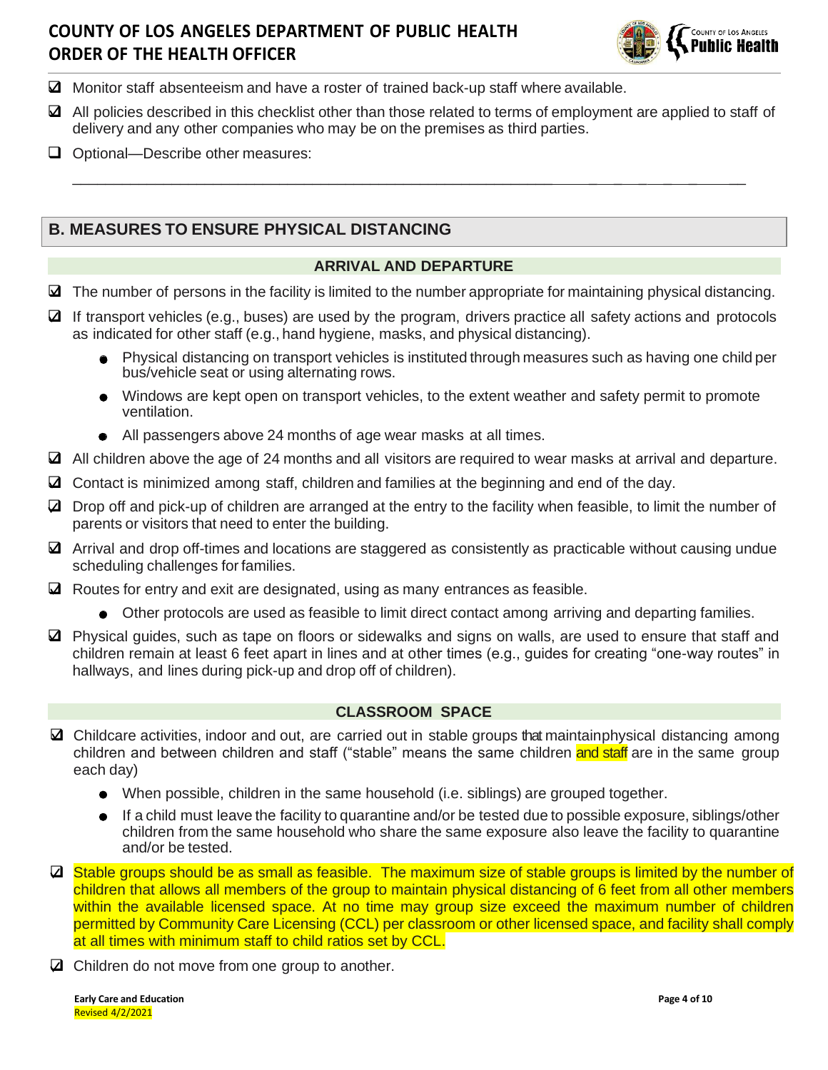- ☑ Monitor staff absenteeism and have a roster of trained back-up staff where available.
- ☑ All policies described in this checklist other than those related to terms of employment are applied to staff of delivery and any other companies who may be on the premises as third parties.
- ☐ Optional—Describe other measures:

___________________________________________________________________________

## B. MEASURES TO ENSURE PHYSICAL DISTANCING

### ARRIVAL AND DEPARTURE

- ☑ The number of persons in the facility is limited to the number appropriate for maintaining physical distancing.
- ☑ If transport vehicles (e.g., buses) are used by the program, drivers practice all safety actions and protocols as indicated for other staff (e.g., hand hygiene, masks, and physical distancing).
  - Physical distancing on transport vehicles is instituted through measures such as having one child per bus/vehicle seat or using alternating rows.
  - Windows are kept open on transport vehicles, to the extent weather and safety permit to promote ventilation.
  - All passengers above 24 months of age wear masks at all times.
- ☑ All children above the age of 24 months and all visitors are required to wear masks at arrival and departure.
- ☑ Contact is minimized among staff, children and families at the beginning and end of the day.
- ☑ Drop off and pick-up of children are arranged at the entry to the facility when feasible, to limit the number of parents or visitors that need to enter the building.
- ☑ Arrival and drop off-times and locations are staggered as consistently as practicable without causing undue scheduling challenges for families.
- ☑ Routes for entry and exit are designated, using as many entrances as feasible.
  - Other protocols are used as feasible to limit direct contact among arriving and departing families.
- ☑ Physical guides, such as tape on floors or sidewalks and signs on walls, are used to ensure that staff and children remain at least 6 feet apart in lines and at other times (e.g., guides for creating "one-way routes" in hallways, and lines during pick-up and drop off of children).

### CLASSROOM SPACE

- ☑ Childcare activities, indoor and out, are carried out in stable groups that maintain physical distancing among children and between children and staff ("stable" means the same children and staff are in the same group each day)
  - When possible, children in the same household (i.e. siblings) are grouped together.
  - If a child must leave the facility to quarantine and/or be tested due to possible exposure, siblings/other children from the same household who share the same exposure also leave the facility to quarantine and/or be tested.
- ☑ Stable groups should be as small as feasible. The maximum size of stable groups is limited by the number of children that allows all members of the group to maintain physical distancing of 6 feet from all other members within the available licensed space. At no time may group size exceed the maximum number of children permitted by Community Care Licensing (CCL) per classroom or other licensed space, and facility shall comply at all times with minimum staff to child ratios set by CCL.
- ☑ Children do not move from one group to another.

Early Care and Education
Revised 4/2/2021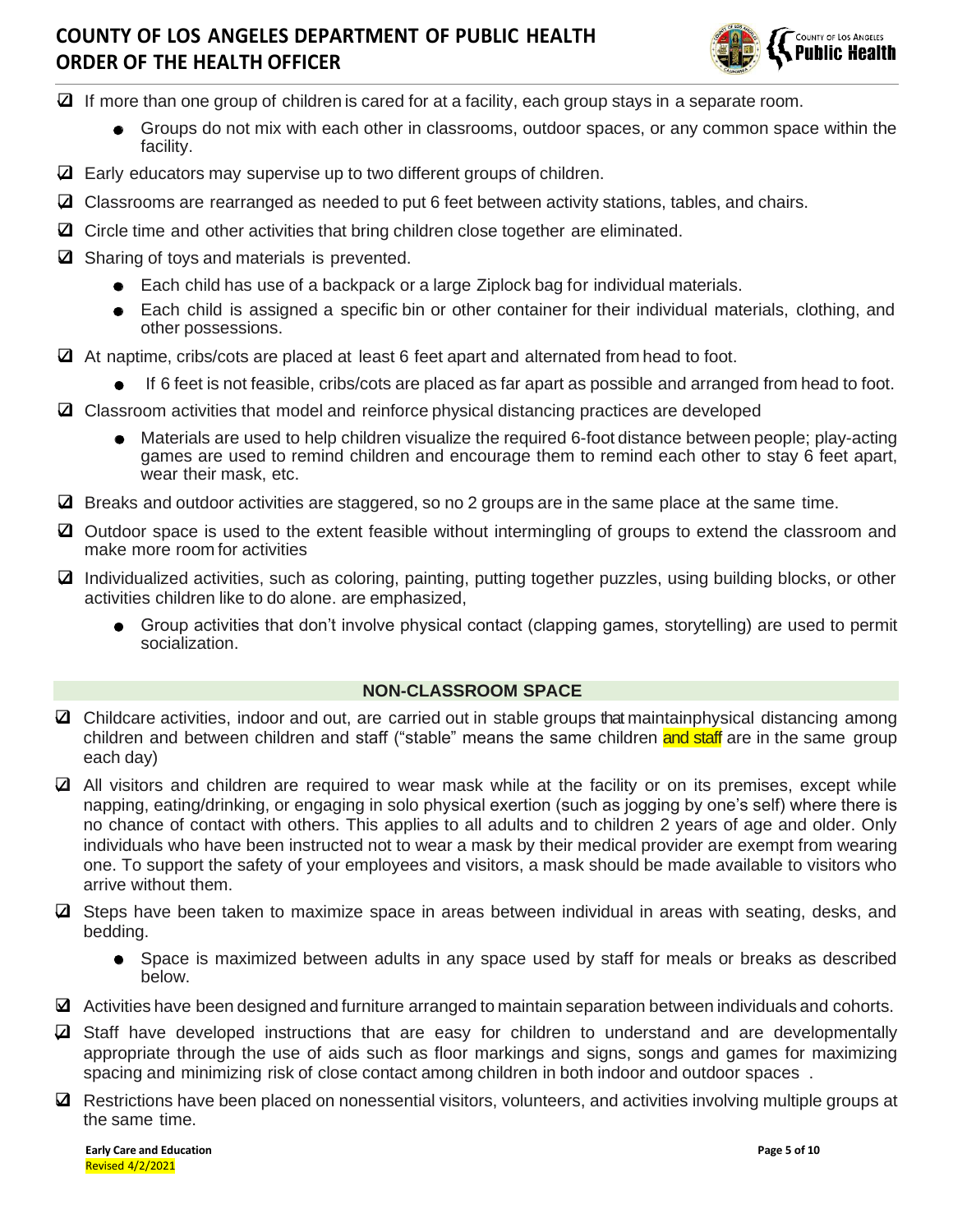- ☑ If more than one group of children is cared for at a facility, each group stays in a separate room.
  - Groups do not mix with each other in classrooms, outdoor spaces, or any common space within the facility.
- ☑ Early educators may supervise up to two different groups of children.
- ☑ Classrooms are rearranged as needed to put 6 feet between activity stations, tables, and chairs.
- ☑ Circle time and other activities that bring children close together are eliminated.
- ☑ Sharing of toys and materials is prevented.
  - Each child has use of a backpack or a large Ziplock bag for individual materials.
  - Each child is assigned a specific bin or other container for their individual materials, clothing, and other possessions.
- ☑ At naptime, cribs/cots are placed at least 6 feet apart and alternated from head to foot.
  - If 6 feet is not feasible, cribs/cots are placed as far apart as possible and arranged from head to foot.
- ☑ Classroom activities that model and reinforce physical distancing practices are developed
  - Materials are used to help children visualize the required 6-foot distance between people; play-acting games are used to remind children and encourage them to remind each other to stay 6 feet apart, wear their mask, etc.
- ☑ Breaks and outdoor activities are staggered, so no 2 groups are in the same place at the same time.
- ☑ Outdoor space is used to the extent feasible without intermingling of groups to extend the classroom and make more room for activities
- ☑ Individualized activities, such as coloring, painting, putting together puzzles, using building blocks, or other activities children like to do alone. are emphasized,
  - Group activities that don't involve physical contact (clapping games, storytelling) are used to permit socialization.

## NON-CLASSROOM SPACE

- ☑ Childcare activities, indoor and out, are carried out in stable groups that maintainphysical distancing among children and between children and staff ("stable" means the same children and staff are in the same group each day)
- ☑ All visitors and children are required to wear mask while at the facility or on its premises, except while napping, eating/drinking, or engaging in solo physical exertion (such as jogging by one's self) where there is no chance of contact with others. This applies to all adults and to children 2 years of age and older. Only individuals who have been instructed not to wear a mask by their medical provider are exempt from wearing one. To support the safety of your employees and visitors, a mask should be made available to visitors who arrive without them.
- ☑ Steps have been taken to maximize space in areas between individual in areas with seating, desks, and bedding.
  - Space is maximized between adults in any space used by staff for meals or breaks as described below.
- ☑ Activities have been designed and furniture arranged to maintain separation between individuals and cohorts.
- ☑ Staff have developed instructions that are easy for children to understand and are developmentally appropriate through the use of aids such as floor markings and signs, songs and games for maximizing spacing and minimizing risk of close contact among children in both indoor and outdoor spaces .
- ☑ Restrictions have been placed on nonessential visitors, volunteers, and activities involving multiple groups at the same time.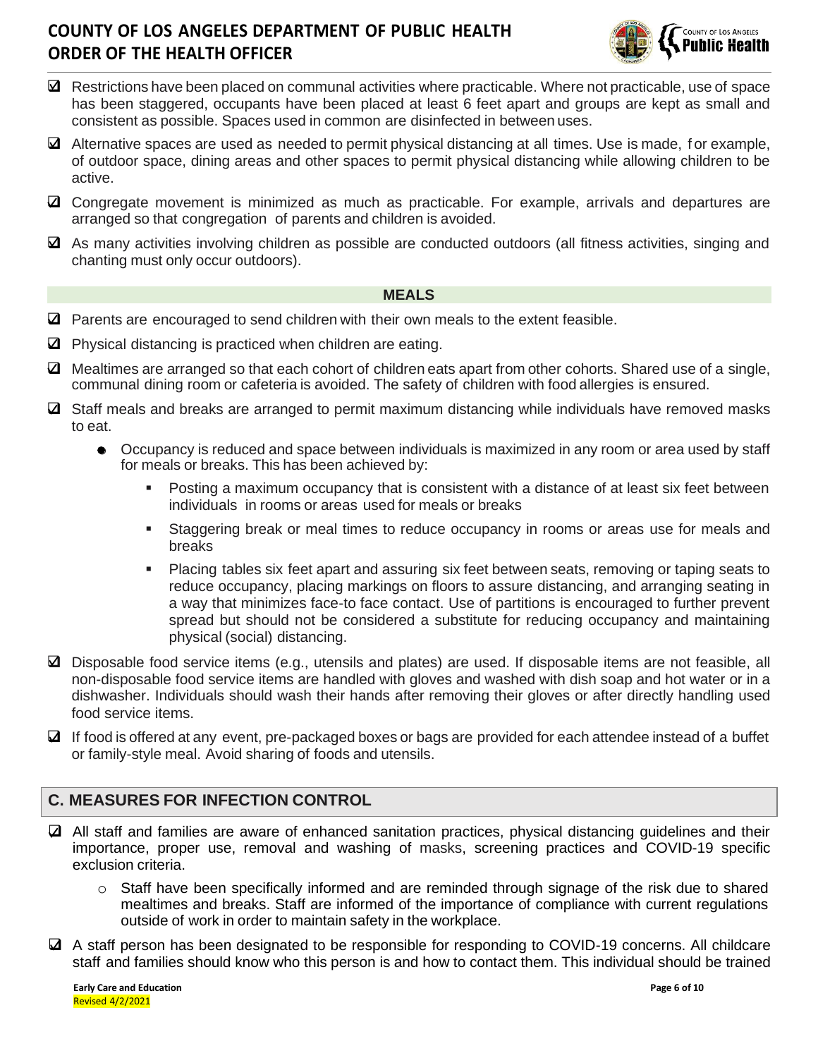- ☑ Restrictions have been placed on communal activities where practicable. Where not practicable, use of space has been staggered, occupants have been placed at least 6 feet apart and groups are kept as small and consistent as possible. Spaces used in common are disinfected in between uses.
- ☑ Alternative spaces are used as needed to permit physical distancing at all times. Use is made, for example, of outdoor space, dining areas and other spaces to permit physical distancing while allowing children to be active.
- ☑ Congregate movement is minimized as much as practicable. For example, arrivals and departures are arranged so that congregation of parents and children is avoided.
- ☑ As many activities involving children as possible are conducted outdoors (all fitness activities, singing and chanting must only occur outdoors).

**MEALS**

- ☑ Parents are encouraged to send children with their own meals to the extent feasible.
- ☑ Physical distancing is practiced when children are eating.
- ☑ Mealtimes are arranged so that each cohort of children eats apart from other cohorts. Shared use of a single, communal dining room or cafeteria is avoided. The safety of children with food allergies is ensured.
- ☑ Staff meals and breaks are arranged to permit maximum distancing while individuals have removed masks to eat.
  - Occupancy is reduced and space between individuals is maximized in any room or area used by staff for meals or breaks. This has been achieved by:
    - Posting a maximum occupancy that is consistent with a distance of at least six feet between individuals in rooms or areas used for meals or breaks
    - Staggering break or meal times to reduce occupancy in rooms or areas use for meals and breaks
    - Placing tables six feet apart and assuring six feet between seats, removing or taping seats to reduce occupancy, placing markings on floors to assure distancing, and arranging seating in a way that minimizes face-to face contact. Use of partitions is encouraged to further prevent spread but should not be considered a substitute for reducing occupancy and maintaining physical (social) distancing.
- ☑ Disposable food service items (e.g., utensils and plates) are used. If disposable items are not feasible, all non-disposable food service items are handled with gloves and washed with dish soap and hot water or in a dishwasher. Individuals should wash their hands after removing their gloves or after directly handling used food service items.
- ☑ If food is offered at any event, pre-packaged boxes or bags are provided for each attendee instead of a buffet or family-style meal. Avoid sharing of foods and utensils.

## C. MEASURES FOR INFECTION CONTROL

- ☑ All staff and families are aware of enhanced sanitation practices, physical distancing guidelines and their importance, proper use, removal and washing of masks, screening practices and COVID-19 specific exclusion criteria.
  - Staff have been specifically informed and are reminded through signage of the risk due to shared mealtimes and breaks. Staff are informed of the importance of compliance with current regulations outside of work in order to maintain safety in the workplace.
- ☑ A staff person has been designated to be responsible for responding to COVID-19 concerns. All childcare staff and families should know who this person is and how to contact them. This individual should be trained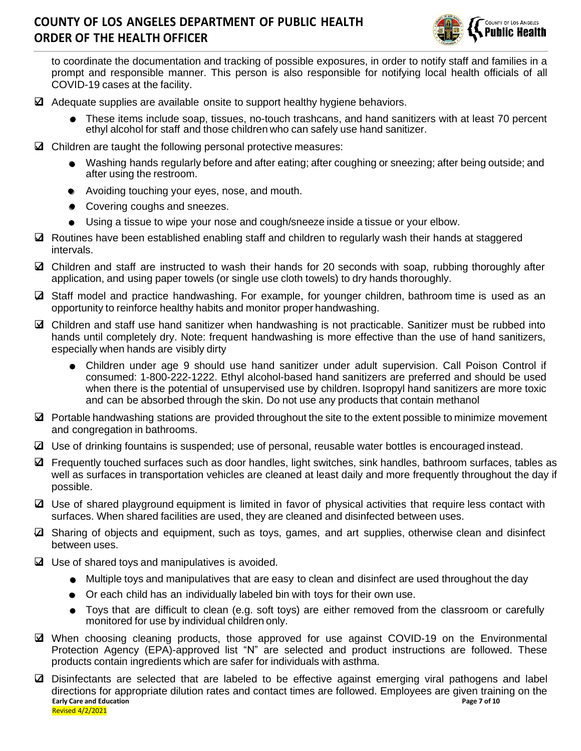to coordinate the documentation and tracking of possible exposures, in order to notify staff and families in a prompt and responsible manner. This person is also responsible for notifying local health officials of all COVID-19 cases at the facility.

- ☑ Adequate supplies are available onsite to support healthy hygiene behaviors.
  - These items include soap, tissues, no-touch trashcans, and hand sanitizers with at least 70 percent ethyl alcohol for staff and those children who can safely use hand sanitizer.
- ☑ Children are taught the following personal protective measures:
  - Washing hands regularly before and after eating; after coughing or sneezing; after being outside; and after using the restroom.
  - Avoiding touching your eyes, nose, and mouth.
  - Covering coughs and sneezes.
  - Using a tissue to wipe your nose and cough/sneeze inside a tissue or your elbow.
- ☑ Routines have been established enabling staff and children to regularly wash their hands at staggered intervals.
- ☑ Children and staff are instructed to wash their hands for 20 seconds with soap, rubbing thoroughly after application, and using paper towels (or single use cloth towels) to dry hands thoroughly.
- ☑ Staff model and practice handwashing. For example, for younger children, bathroom time is used as an opportunity to reinforce healthy habits and monitor proper handwashing.
- ☑ Children and staff use hand sanitizer when handwashing is not practicable. Sanitizer must be rubbed into hands until completely dry. Note: frequent handwashing is more effective than the use of hand sanitizers, especially when hands are visibly dirty
  - Children under age 9 should use hand sanitizer under adult supervision. Call Poison Control if consumed: 1-800-222-1222. Ethyl alcohol-based hand sanitizers are preferred and should be used when there is the potential of unsupervised use by children. Isopropyl hand sanitizers are more toxic and can be absorbed through the skin. Do not use any products that contain methanol
- ☑ Portable handwashing stations are provided throughout the site to the extent possible to minimize movement and congregation in bathrooms.
- ☑ Use of drinking fountains is suspended; use of personal, reusable water bottles is encouraged instead.
- ☑ Frequently touched surfaces such as door handles, light switches, sink handles, bathroom surfaces, tables as well as surfaces in transportation vehicles are cleaned at least daily and more frequently throughout the day if possible.
- ☑ Use of shared playground equipment is limited in favor of physical activities that require less contact with surfaces. When shared facilities are used, they are cleaned and disinfected between uses.
- ☑ Sharing of objects and equipment, such as toys, games, and art supplies, otherwise clean and disinfect between uses.
- ☑ Use of shared toys and manipulatives is avoided.
  - Multiple toys and manipulatives that are easy to clean and disinfect are used throughout the day
  - Or each child has an individually labeled bin with toys for their own use.
  - Toys that are difficult to clean (e.g. soft toys) are either removed from the classroom or carefully monitored for use by individual children only.
- ☑ When choosing cleaning products, those approved for use against COVID-19 on the Environmental Protection Agency (EPA)-approved list "N" are selected and product instructions are followed. These products contain ingredients which are safer for individuals with asthma.
- ☑ Disinfectants are selected that are labeled to be effective against emerging viral pathogens and label directions for appropriate dilution rates and contact times are followed. Employees are given training on the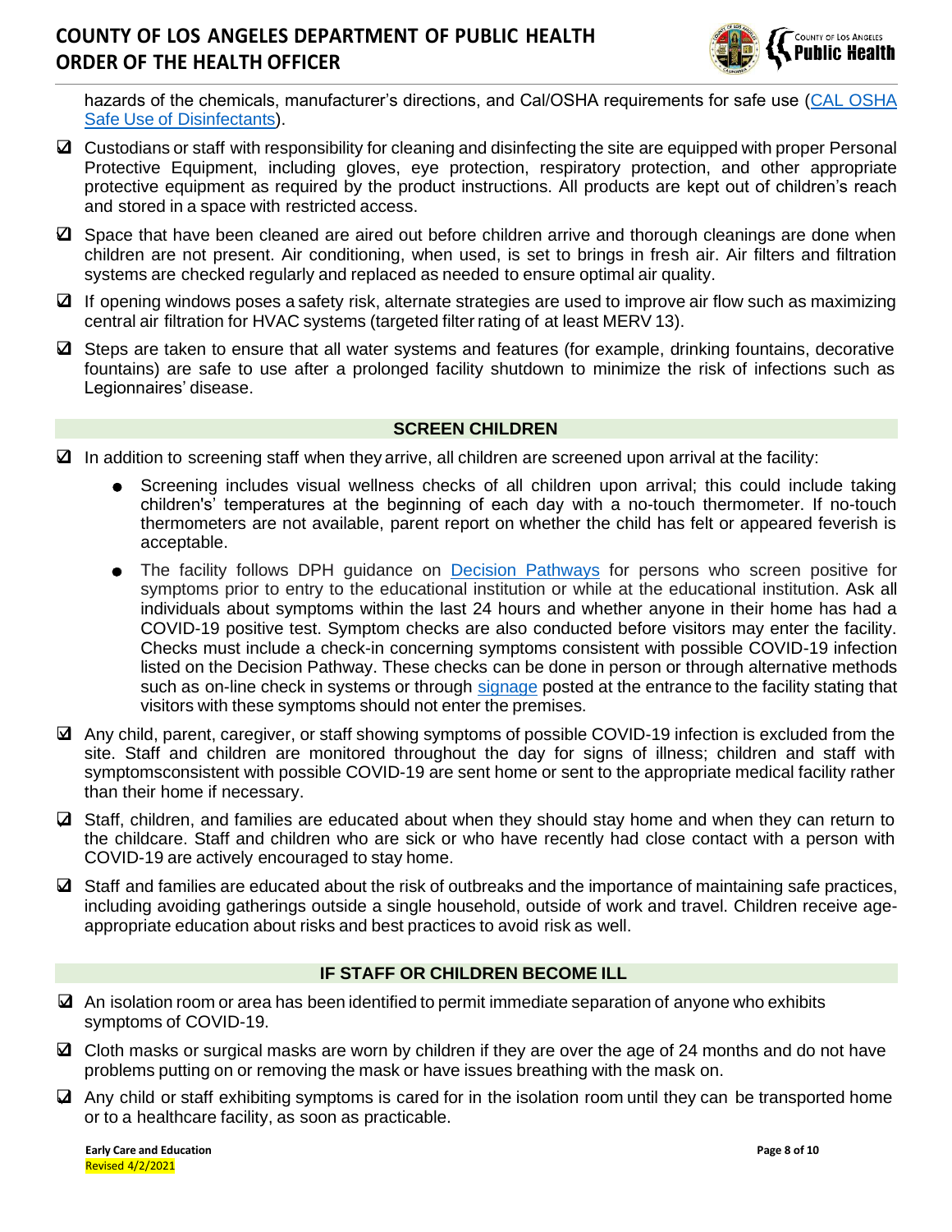hazards of the chemicals, manufacturer's directions, and Cal/OSHA requirements for safe use ([CAL OSHA Safe Use of Disinfectants]()).

- ☑ Custodians or staff with responsibility for cleaning and disinfecting the site are equipped with proper Personal Protective Equipment, including gloves, eye protection, respiratory protection, and other appropriate protective equipment as required by the product instructions. All products are kept out of children's reach and stored in a space with restricted access.
- ☑ Space that have been cleaned are aired out before children arrive and thorough cleanings are done when children are not present. Air conditioning, when used, is set to brings in fresh air. Air filters and filtration systems are checked regularly and replaced as needed to ensure optimal air quality.
- ☑ If opening windows poses a safety risk, alternate strategies are used to improve air flow such as maximizing central air filtration for HVAC systems (targeted filter rating of at least MERV 13).
- ☑ Steps are taken to ensure that all water systems and features (for example, drinking fountains, decorative fountains) are safe to use after a prolonged facility shutdown to minimize the risk of infections such as Legionnaires' disease.

## SCREEN CHILDREN

- ☑ In addition to screening staff when they arrive, all children are screened upon arrival at the facility:
  - Screening includes visual wellness checks of all children upon arrival; this could include taking children's' temperatures at the beginning of each day with a no-touch thermometer. If no-touch thermometers are not available, parent report on whether the child has felt or appeared feverish is acceptable.
  - The facility follows DPH guidance on [Decision Pathways]() for persons who screen positive for symptoms prior to entry to the educational institution or while at the educational institution. Ask all individuals about symptoms within the last 24 hours and whether anyone in their home has had a COVID-19 positive test. Symptom checks are also conducted before visitors may enter the facility. Checks must include a check-in concerning symptoms consistent with possible COVID-19 infection listed on the Decision Pathway. These checks can be done in person or through alternative methods such as on-line check in systems or through [signage]() posted at the entrance to the facility stating that visitors with these symptoms should not enter the premises.
- ☑ Any child, parent, caregiver, or staff showing symptoms of possible COVID-19 infection is excluded from the site. Staff and children are monitored throughout the day for signs of illness; children and staff with symptomsconsistent with possible COVID-19 are sent home or sent to the appropriate medical facility rather than their home if necessary.
- ☑ Staff, children, and families are educated about when they should stay home and when they can return to the childcare. Staff and children who are sick or who have recently had close contact with a person with COVID-19 are actively encouraged to stay home.
- ☑ Staff and families are educated about the risk of outbreaks and the importance of maintaining safe practices, including avoiding gatherings outside a single household, outside of work and travel. Children receive age-appropriate education about risks and best practices to avoid risk as well.

## IF STAFF OR CHILDREN BECOME ILL

- ☑ An isolation room or area has been identified to permit immediate separation of anyone who exhibits symptoms of COVID-19.
- ☑ Cloth masks or surgical masks are worn by children if they are over the age of 24 months and do not have problems putting on or removing the mask or have issues breathing with the mask on.
- ☑ Any child or staff exhibiting symptoms is cared for in the isolation room until they can be transported home or to a healthcare facility, as soon as practicable.

Early Care and Education
Revised 4/2/2021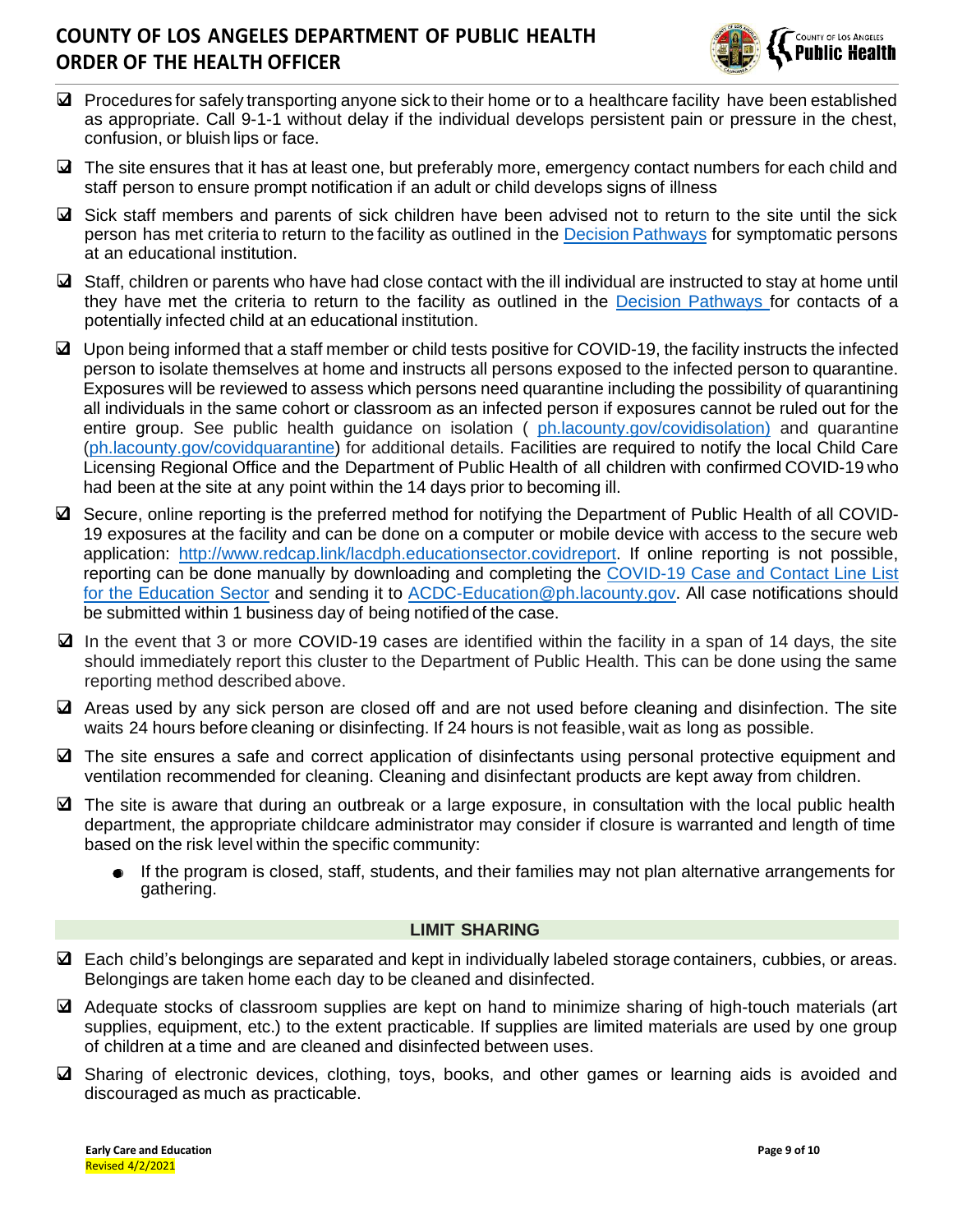- ☑ Procedures for safely transporting anyone sick to their home or to a healthcare facility have been established as appropriate. Call 9-1-1 without delay if the individual develops persistent pain or pressure in the chest, confusion, or bluish lips or face.
- ☑ The site ensures that it has at least one, but preferably more, emergency contact numbers for each child and staff person to ensure prompt notification if an adult or child develops signs of illness
- ☑ Sick staff members and parents of sick children have been advised not to return to the site until the sick person has met criteria to return to the facility as outlined in the [Decision Pathways](#) for symptomatic persons at an educational institution.
- ☑ Staff, children or parents who have had close contact with the ill individual are instructed to stay at home until they have met the criteria to return to the facility as outlined in the [Decision Pathways](#) for contacts of a potentially infected child at an educational institution.
- ☑ Upon being informed that a staff member or child tests positive for COVID-19, the facility instructs the infected person to isolate themselves at home and instructs all persons exposed to the infected person to quarantine. Exposures will be reviewed to assess which persons need quarantine including the possibility of quarantining all individuals in the same cohort or classroom as an infected person if exposures cannot be ruled out for the entire group. See public health guidance on isolation ( ph.lacounty.gov/covidisolation) and quarantine (ph.lacounty.gov/covidquarantine) for additional details. Facilities are required to notify the local Child Care Licensing Regional Office and the Department of Public Health of all children with confirmed COVID-19 who had been at the site at any point within the 14 days prior to becoming ill.
- ☑ Secure, online reporting is the preferred method for notifying the Department of Public Health of all COVID-19 exposures at the facility and can be done on a computer or mobile device with access to the secure web application: http://www.redcap.link/lacdph.educationsector.covidreport. If online reporting is not possible, reporting can be done manually by downloading and completing the [COVID-19 Case and Contact Line List for the Education Sector](#) and sending it to ACDC-Education@ph.lacounty.gov. All case notifications should be submitted within 1 business day of being notified of the case.
- ☑ In the event that 3 or more COVID-19 cases are identified within the facility in a span of 14 days, the site should immediately report this cluster to the Department of Public Health. This can be done using the same reporting method described above.
- ☑ Areas used by any sick person are closed off and are not used before cleaning and disinfection. The site waits 24 hours before cleaning or disinfecting. If 24 hours is not feasible, wait as long as possible.
- ☑ The site ensures a safe and correct application of disinfectants using personal protective equipment and ventilation recommended for cleaning. Cleaning and disinfectant products are kept away from children.
- ☑ The site is aware that during an outbreak or a large exposure, in consultation with the local public health department, the appropriate childcare administrator may consider if closure is warranted and length of time based on the risk level within the specific community:
  - If the program is closed, staff, students, and their families may not plan alternative arrangements for gathering.

## LIMIT SHARING

- ☑ Each child's belongings are separated and kept in individually labeled storage containers, cubbies, or areas. Belongings are taken home each day to be cleaned and disinfected.
- ☑ Adequate stocks of classroom supplies are kept on hand to minimize sharing of high-touch materials (art supplies, equipment, etc.) to the extent practicable. If supplies are limited materials are used by one group of children at a time and are cleaned and disinfected between uses.
- ☑ Sharing of electronic devices, clothing, toys, books, and other games or learning aids is avoided and discouraged as much as practicable.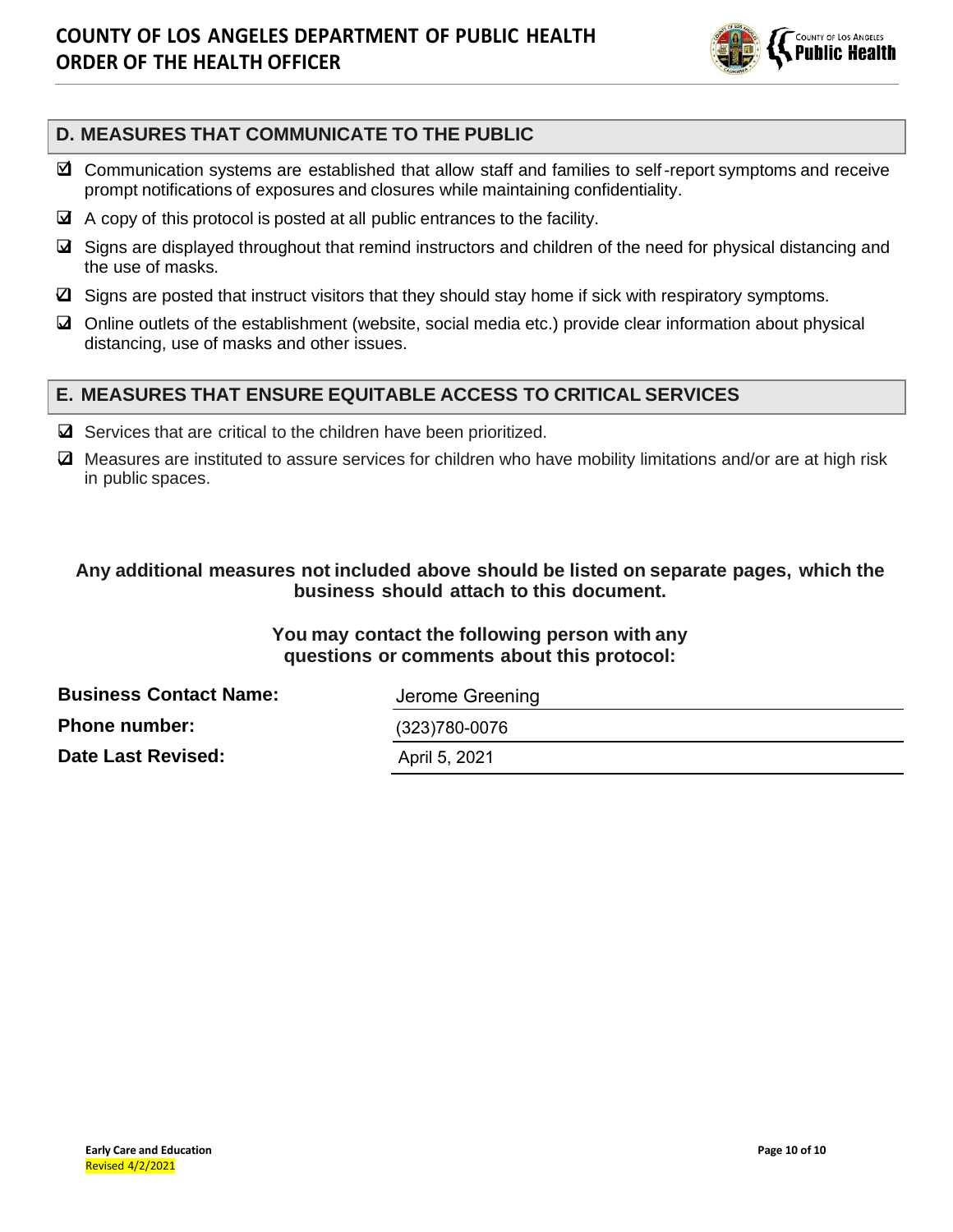## D. MEASURES THAT COMMUNICATE TO THE PUBLIC

- ☑ Communication systems are established that allow staff and families to self-report symptoms and receive prompt notifications of exposures and closures while maintaining confidentiality.
- ☑ A copy of this protocol is posted at all public entrances to the facility.
- ☑ Signs are displayed throughout that remind instructors and children of the need for physical distancing and the use of masks.
- ☑ Signs are posted that instruct visitors that they should stay home if sick with respiratory symptoms.
- ☑ Online outlets of the establishment (website, social media etc.) provide clear information about physical distancing, use of masks and other issues.

## E. MEASURES THAT ENSURE EQUITABLE ACCESS TO CRITICAL SERVICES

- ☑ Services that are critical to the children have been prioritized.
- ☑ Measures are instituted to assure services for children who have mobility limitations and/or are at high risk in public spaces.

**Any additional measures not included above should be listed on separate pages, which the business should attach to this document.**

**You may contact the following person with any questions or comments about this protocol:**

**Business Contact Name:** Jerome Greening

**Phone number:** (323)780-0076

**Date Last Revised:** April 5, 2021